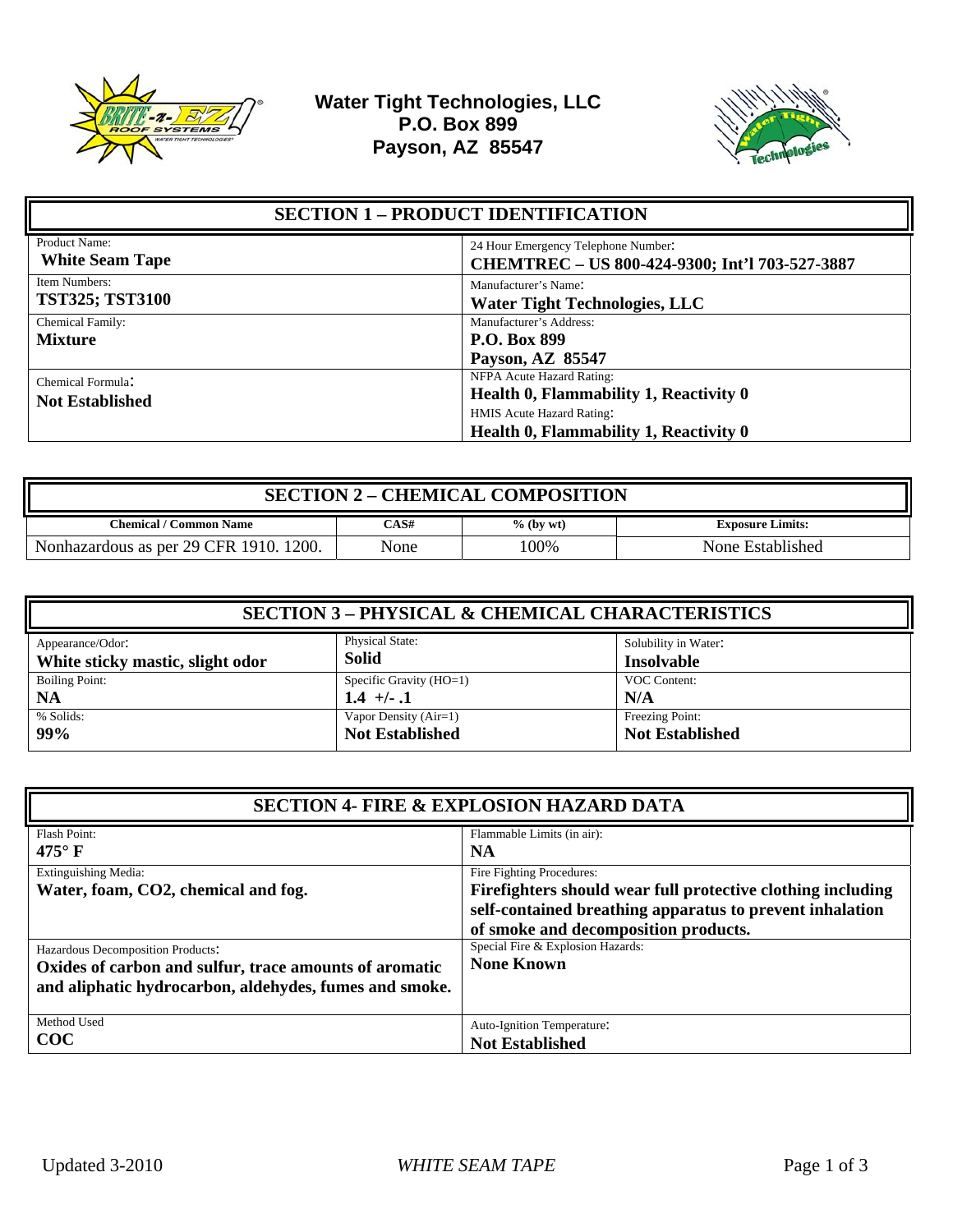**Water Tight Technologies, LLC**
**P.O. Box 899**
**Payson, AZ 85547**

## SECTION 1 – PRODUCT IDENTIFICATION

| | |
|---|---|
| Product Name: **White Seam Tape** | 24 Hour Emergency Telephone Number: **CHEMTREC – US 800-424-9300; Int'l 703-527-3887** |
| Item Numbers: **TST325; TST3100** | Manufacturer's Name: **Water Tight Technologies, LLC** |
| Chemical Family: **Mixture** | Manufacturer's Address: **P.O. Box 899 Payson, AZ 85547** |
| Chemical Formula: **Not Established** | NFPA Acute Hazard Rating: **Health 0, Flammability 1, Reactivity 0** HMIS Acute Hazard Rating: **Health 0, Flammability 1, Reactivity 0** |

## SECTION 2 – CHEMICAL COMPOSITION

| Chemical / Common Name | CAS# | % (by wt) | Exposure Limits: |
|---|---|---|---|
| Nonhazardous as per 29 CFR 1910. 1200. | None | 100% | None Established |

## SECTION 3 – PHYSICAL & CHEMICAL CHARACTERISTICS

| | | |
|---|---|---|
| Appearance/Odor: **White sticky mastic, slight odor** | Physical State: **Solid** | Solubility in Water: **Insolvable** |
| Boiling Point: **NA** | Specific Gravity (HO=1) **1.4 +/- .1** | VOC Content: **N/A** |
| % Solids: **99%** | Vapor Density (Air=1) **Not Established** | Freezing Point: **Not Established** |

## SECTION 4- FIRE & EXPLOSION HAZARD DATA

| | |
|---|---|
| Flash Point: **475° F** | Flammable Limits (in air): **NA** |
| Extinguishing Media: **Water, foam, CO2, chemical and fog.** | Fire Fighting Procedures: **Firefighters should wear full protective clothing including self-contained breathing apparatus to prevent inhalation of smoke and decomposition products.** |
| Hazardous Decomposition Products: **Oxides of carbon and sulfur, trace amounts of aromatic and aliphatic hydrocarbon, aldehydes, fumes and smoke.** | Special Fire & Explosion Hazards: **None Known** |
| Method Used **COC** | Auto-Ignition Temperature: **Not Established** |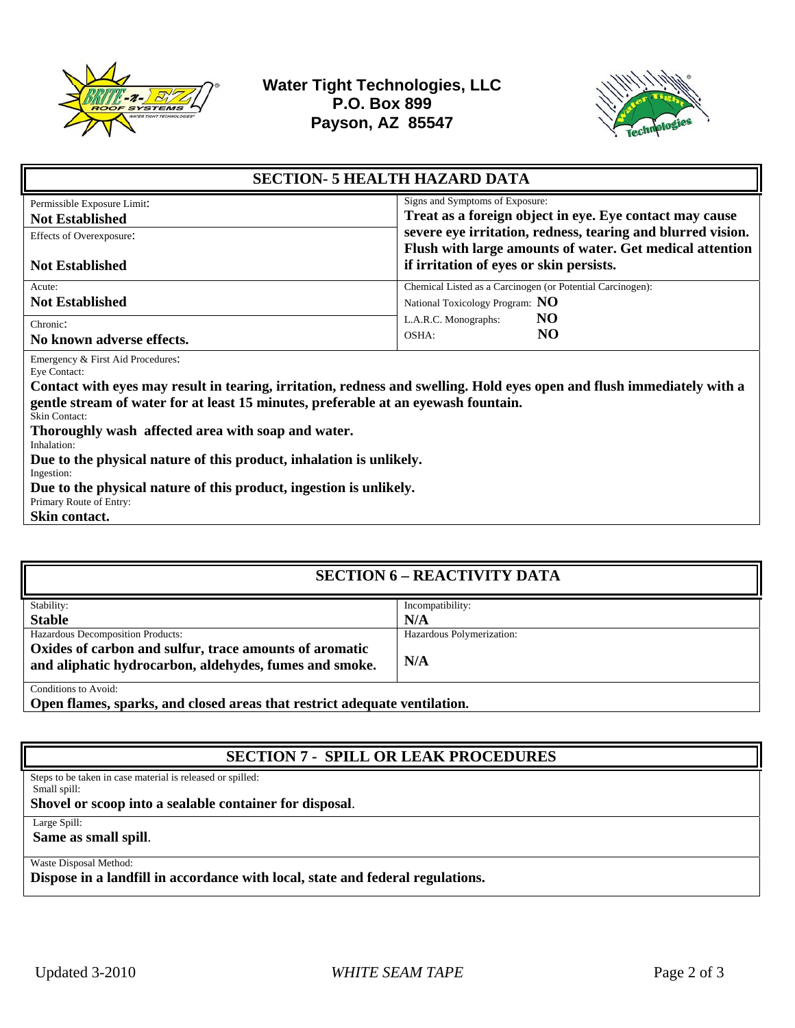Water Tight Technologies, LLC
P.O. Box 899
Payson, AZ 85547

## SECTION- 5 HEALTH HAZARD DATA

| | |
|---|---|
| Permissible Exposure Limit:<br>**Not Established** | Signs and Symptoms of Exposure:<br>**Treat as a foreign object in eye. Eye contact may cause severe eye irritation, redness, tearing and blurred vision. Flush with large amounts of water. Get medical attention if irritation of eyes or skin persists.** |
| Effects of Overexposure:<br>**Not Established** | |
| Acute:<br>**Not Established** | Chemical Listed as a Carcinogen (or Potential Carcinogen):<br>National Toxicology Program: **NO**<br>I.A.R.C. Monographs: **NO**<br>OSHA: **NO** |
| Chronic:<br>**No known adverse effects.** | |

Emergency & First Aid Procedures:

Eye Contact:

**Contact with eyes may result in tearing, irritation, redness and swelling. Hold eyes open and flush immediately with a gentle stream of water for at least 15 minutes, preferable at an eyewash fountain.**

Skin Contact:

**Thoroughly wash affected area with soap and water.**

Inhalation:

**Due to the physical nature of this product, inhalation is unlikely.**

Ingestion:

**Due to the physical nature of this product, ingestion is unlikely.**

Primary Route of Entry:

**Skin contact.**

## SECTION 6 – REACTIVITY DATA

| | |
|---|---|
| Stability:<br>**Stable** | Incompatibility:<br>**N/A** |
| Hazardous Decomposition Products:<br>**Oxides of carbon and sulfur, trace amounts of aromatic and aliphatic hydrocarbon, aldehydes, fumes and smoke.** | Hazardous Polymerization:<br>**N/A** |

Conditions to Avoid:

**Open flames, sparks, and closed areas that restrict adequate ventilation.**

## SECTION 7 - SPILL OR LEAK PROCEDURES

Steps to be taken in case material is released or spilled:

Small spill:

**Shovel or scoop into a sealable container for disposal**.

Large Spill:

**Same as small spill**.

Waste Disposal Method:

**Dispose in a landfill in accordance with local, state and federal regulations.**

Updated 3-2010 *WHITE SEAM TAPE*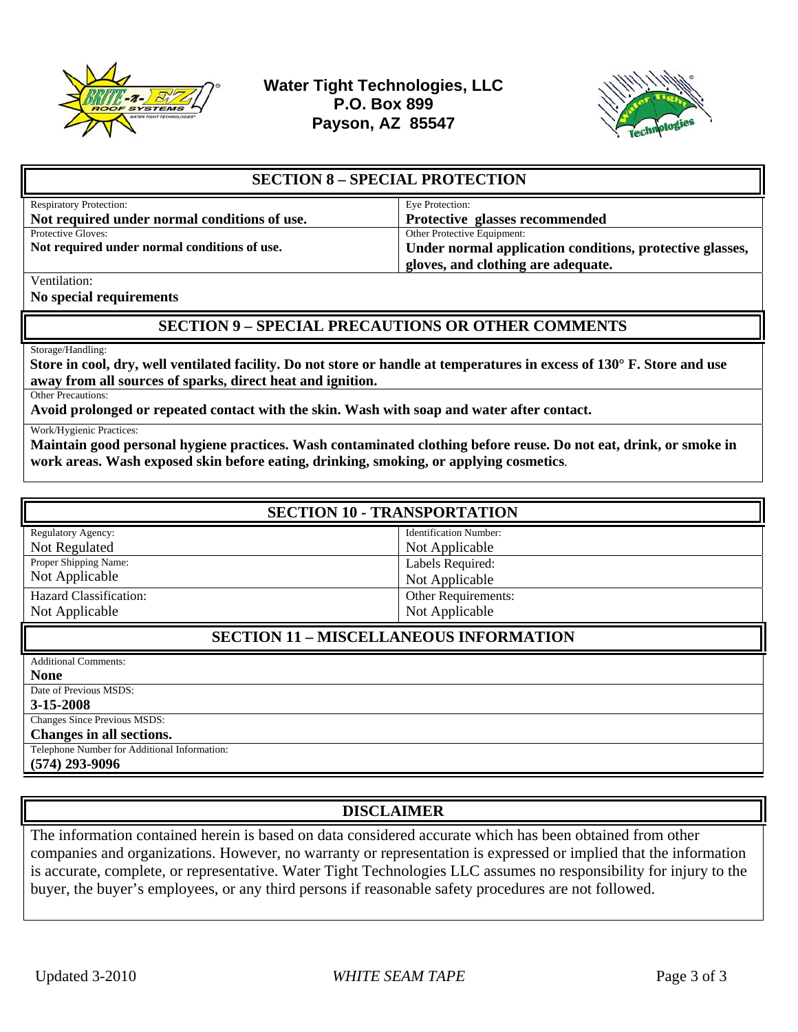Water Tight Technologies, LLC
P.O. Box 899
Payson, AZ 85547

## SECTION 8 – SPECIAL PROTECTION

| | |
|---|---|
| Respiratory Protection:<br>**Not required under normal conditions of use.** | Eye Protection:<br>**Protective glasses recommended** |
| Protective Gloves:<br>**Not required under normal conditions of use.** | Other Protective Equipment:<br>**Under normal application conditions, protective glasses, gloves, and clothing are adequate.** |

Ventilation:
**No special requirements**

## SECTION 9 – SPECIAL PRECAUTIONS OR OTHER COMMENTS

Storage/Handling:
**Store in cool, dry, well ventilated facility. Do not store or handle at temperatures in excess of 130° F. Store and use away from all sources of sparks, direct heat and ignition.**

Other Precautions:
**Avoid prolonged or repeated contact with the skin. Wash with soap and water after contact.**

Work/Hygienic Practices:
**Maintain good personal hygiene practices. Wash contaminated clothing before reuse. Do not eat, drink, or smoke in work areas. Wash exposed skin before eating, drinking, smoking, or applying cosmetics**.

## SECTION 10 - TRANSPORTATION

| | |
|---|---|
| Regulatory Agency:<br>Not Regulated | Identification Number:<br>Not Applicable |
| Proper Shipping Name:<br>Not Applicable | Labels Required:<br>Not Applicable |
| Hazard Classification:<br>Not Applicable | Other Requirements:<br>Not Applicable |

## SECTION 11 – MISCELLANEOUS INFORMATION

Additional Comments:
**None**

Date of Previous MSDS:
**3-15-2008**

Changes Since Previous MSDS:
**Changes in all sections.**

Telephone Number for Additional Information:
**(574) 293-9096**

## DISCLAIMER

The information contained herein is based on data considered accurate which has been obtained from other companies and organizations. However, no warranty or representation is expressed or implied that the information is accurate, complete, or representative. Water Tight Technologies LLC assumes no responsibility for injury to the buyer, the buyer's employees, or any third persons if reasonable safety procedures are not followed.

Updated 3-2010 *WHITE SEAM TAPE*